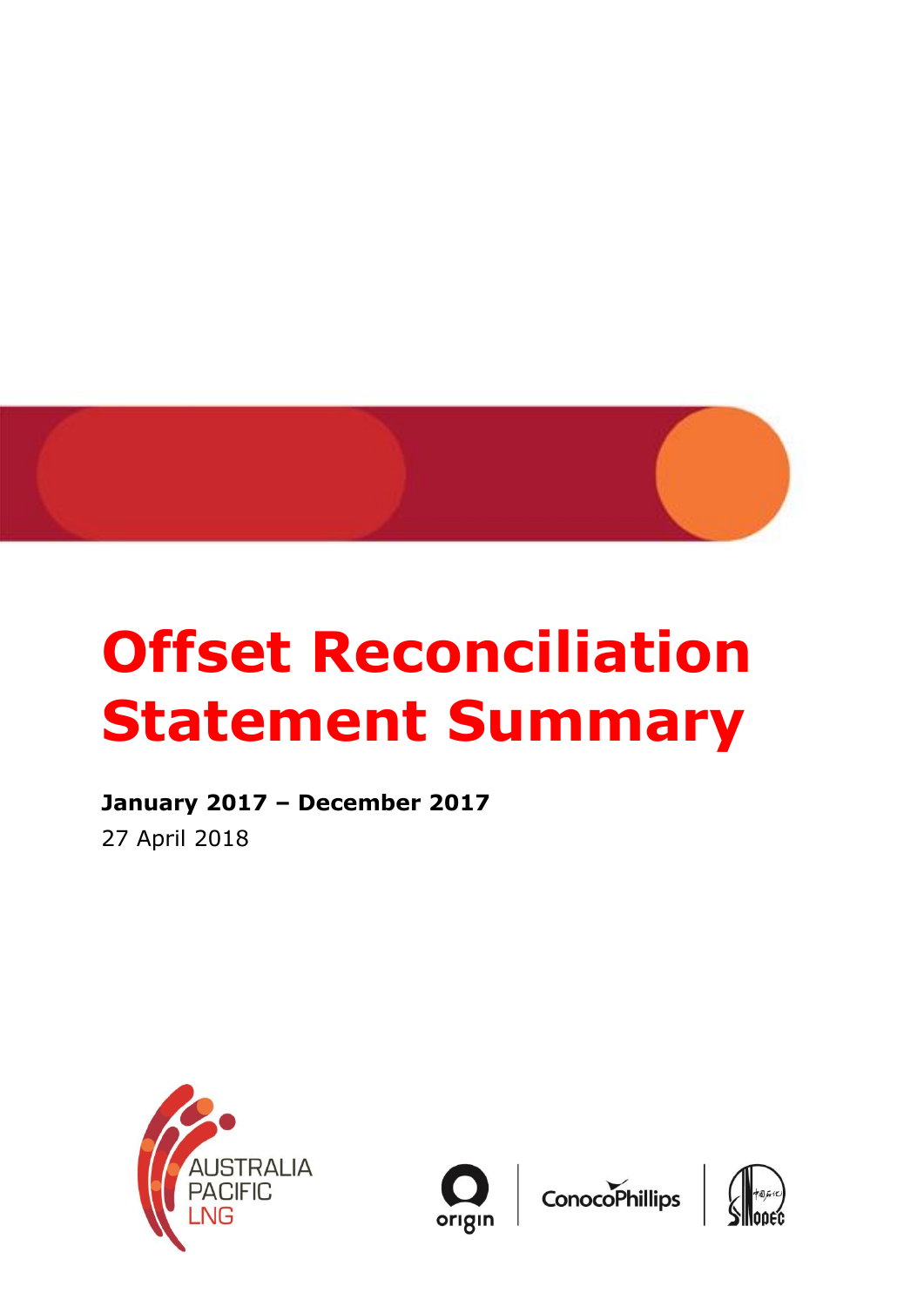# Offset Reconciliation Statement Summary

**January 2017 – December 2017**

27 April 2018

AUSTRALIA PACIFIC LNG

origin | ConocoPhillips | Sinopec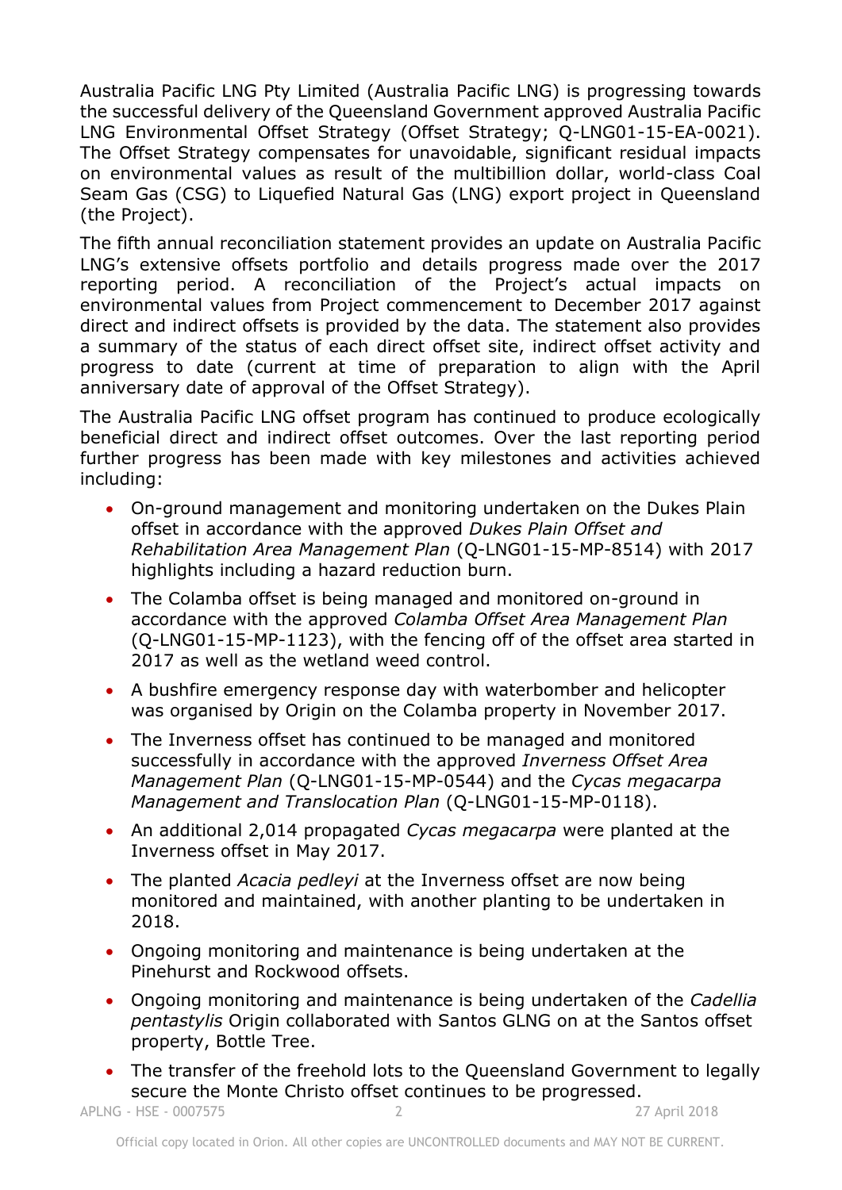Australia Pacific LNG Pty Limited (Australia Pacific LNG) is progressing towards the successful delivery of the Queensland Government approved Australia Pacific LNG Environmental Offset Strategy (Offset Strategy; Q-LNG01-15-EA-0021). The Offset Strategy compensates for unavoidable, significant residual impacts on environmental values as result of the multibillion dollar, world-class Coal Seam Gas (CSG) to Liquefied Natural Gas (LNG) export project in Queensland (the Project).

The fifth annual reconciliation statement provides an update on Australia Pacific LNG's extensive offsets portfolio and details progress made over the 2017 reporting period. A reconciliation of the Project's actual impacts on environmental values from Project commencement to December 2017 against direct and indirect offsets is provided by the data. The statement also provides a summary of the status of each direct offset site, indirect offset activity and progress to date (current at time of preparation to align with the April anniversary date of approval of the Offset Strategy).

The Australia Pacific LNG offset program has continued to produce ecologically beneficial direct and indirect offset outcomes. Over the last reporting period further progress has been made with key milestones and activities achieved including:

- On-ground management and monitoring undertaken on the Dukes Plain offset in accordance with the approved *Dukes Plain Offset and Rehabilitation Area Management Plan* (Q-LNG01-15-MP-8514) with 2017 highlights including a hazard reduction burn.
- The Colamba offset is being managed and monitored on-ground in accordance with the approved *Colamba Offset Area Management Plan* (Q-LNG01-15-MP-1123), with the fencing off of the offset area started in 2017 as well as the wetland weed control.
- A bushfire emergency response day with waterbomber and helicopter was organised by Origin on the Colamba property in November 2017.
- The Inverness offset has continued to be managed and monitored successfully in accordance with the approved *Inverness Offset Area Management Plan* (Q-LNG01-15-MP-0544) and the *Cycas megacarpa Management and Translocation Plan* (Q-LNG01-15-MP-0118).
- An additional 2,014 propagated *Cycas megacarpa* were planted at the Inverness offset in May 2017.
- The planted *Acacia pedleyi* at the Inverness offset are now being monitored and maintained, with another planting to be undertaken in 2018.
- Ongoing monitoring and maintenance is being undertaken at the Pinehurst and Rockwood offsets.
- Ongoing monitoring and maintenance is being undertaken of the *Cadellia pentastylis* Origin collaborated with Santos GLNG on at the Santos offset property, Bottle Tree.
- The transfer of the freehold lots to the Queensland Government to legally secure the Monte Christo offset continues to be progressed.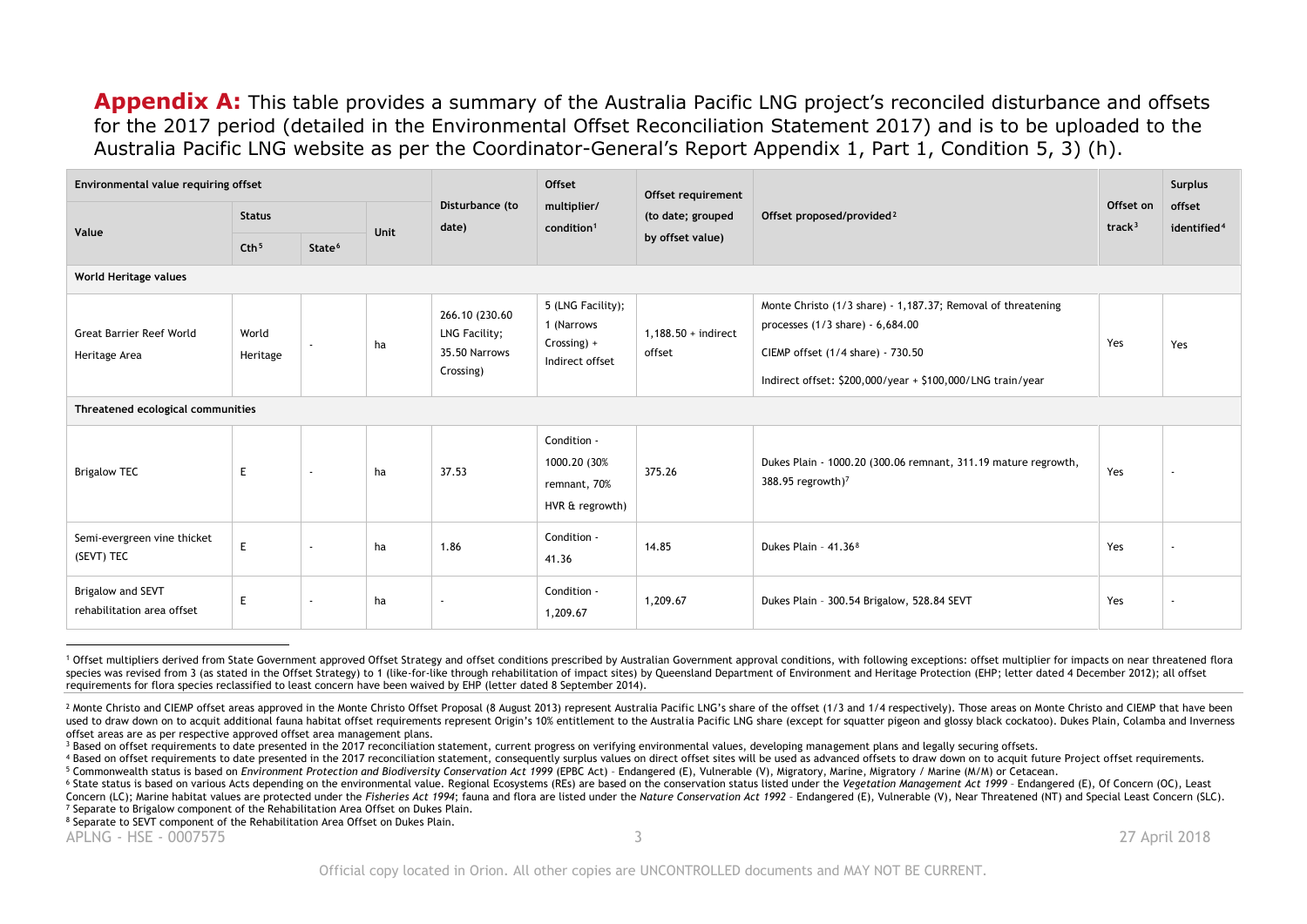**Appendix A:** This table provides a summary of the Australia Pacific LNG project's reconciled disturbance and offsets for the 2017 period (detailed in the Environmental Offset Reconciliation Statement 2017) and is to be uploaded to the Australia Pacific LNG website as per the Coordinator-General's Report Appendix 1, Part 1, Condition 5, 3) (h).

| Environmental value requiring offset | | | | Disturbance (to date) | Offset multiplier/ condition[1] | Offset requirement (to date; grouped by offset value) | Offset proposed/provided[2] | Offset on track[3] | Surplus offset identified[4] |
|---|---|---|---|---|---|---|---|---|---|
| Value | Status | | Unit | | | | | | |
| | Cth[5] | State[6] | | | | | | | |
| **World Heritage values** | | | | | | | | | |
| Great Barrier Reef World Heritage Area | World Heritage | - | ha | 266.10 (230.60 LNG Facility; 35.50 Narrows Crossing) | 5 (LNG Facility); 1 (Narrows Crossing) + Indirect offset | 1,188.50 + indirect offset | Monte Christo (1/3 share) - 1,187.37; Removal of threatening processes (1/3 share) - 6,684.00<br>CIEMP offset (1/4 share) - 730.50<br>Indirect offset: $200,000/year + $100,000/LNG train/year | Yes | Yes |
| **Threatened ecological communities** | | | | | | | | | |
| Brigalow TEC | E | - | ha | 37.53 | Condition - 1000.20 (30% remnant, 70% HVR & regrowth) | 375.26 | Dukes Plain - 1000.20 (300.06 remnant, 311.19 mature regrowth, 388.95 regrowth)[7] | Yes | - |
| Semi-evergreen vine thicket (SEVT) TEC | E | - | ha | 1.86 | Condition - 41.36 | 14.85 | Dukes Plain - 41.36[8] | Yes | - |
| Brigalow and SEVT rehabilitation area offset | E | - | ha | - | Condition - 1,209.67 | 1,209.67 | Dukes Plain - 300.54 Brigalow, 528.84 SEVT | Yes | - |

[1] Offset multipliers derived from State Government approved Offset Strategy and offset conditions prescribed by Australian Government approval conditions, with following exceptions: offset multiplier for impacts on near threatened flora species was revised from 3 (as stated in the Offset Strategy) to 1 (like-for-like through rehabilitation of impact sites) by Queensland Department of Environment and Heritage Protection (EHP; letter dated 4 December 2012); all offset requirements for flora species reclassified to least concern have been waived by EHP (letter dated 8 September 2014).

[2] Monte Christo and CIEMP offset areas approved in the Monte Christo Offset Proposal (8 August 2013) represent Australia Pacific LNG's share of the offset (1/3 and 1/4 respectively). Those areas on Monte Christo and CIEMP that have been used to draw down on to acquit additional fauna habitat offset requirements represent Origin's 10% entitlement to the Australia Pacific LNG share (except for squatter pigeon and glossy black cockatoo). Dukes Plain, Colamba and Inverness offset areas are as per respective approved offset area management plans.

[3] Based on offset requirements to date presented in the 2017 reconciliation statement, current progress on verifying environmental values, developing management plans and legally securing offsets.

[4] Based on offset requirements to date presented in the 2017 reconciliation statement, consequently surplus values on direct offset sites will be used as advanced offsets to draw down on to acquit future Project offset requirements.

[5] Commonwealth status is based on *Environment Protection and Biodiversity Conservation Act 1999* (EPBC Act) – Endangered (E), Vulnerable (V), Migratory, Marine, Migratory / Marine (M/M) or Cetacean.

[6] State status is based on various Acts depending on the environmental value. Regional Ecosystems (REs) are based on the conservation status listed under the *Vegetation Management Act 1999* – Endangered (E), Of Concern (OC), Least Concern (LC); Marine habitat values are protected under the *Fisheries Act 1994*; fauna and flora are listed under the *Nature Conservation Act 1992* – Endangered (E), Vulnerable (V), Near Threatened (NT) and Special Least Concern (SLC).

[7] Separate to Brigalow component of the Rehabilitation Area Offset on Dukes Plain.

[8] Separate to SEVT component of the Rehabilitation Area Offset on Dukes Plain.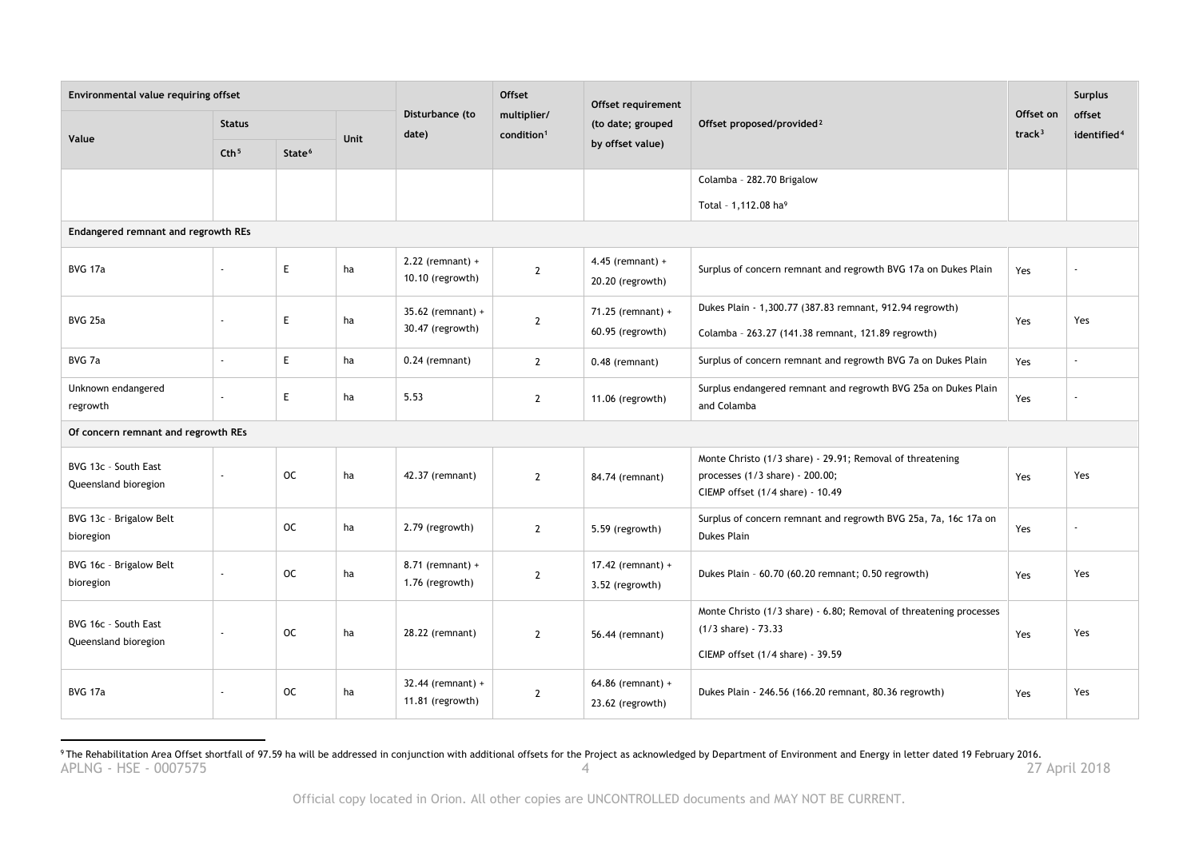| Environmental value requiring offset | | | | Disturbance (to date) | Offset multiplier/ condition[1] | Offset requirement (to date; grouped by offset value) | Offset proposed/provided[2] | Offset on track[3] | Surplus offset identified[4] |
|---|---|---|---|---|---|---|---|---|---|
| Value | Status | | Unit | | | | | | |
| | Cth[5] | State[6] | | | | | | | |
| | | | | | | | Colamba – 282.70 Brigalow<br>Total – 1,112.08 ha[9] | | |
| **Endangered remnant and regrowth REs** | | | | | | | | | |
| BVG 17a | - | E | ha | 2.22 (remnant) + 10.10 (regrowth) | 2 | 4.45 (remnant) + 20.20 (regrowth) | Surplus of concern remnant and regrowth BVG 17a on Dukes Plain | Yes | - |
| BVG 25a | - | E | ha | 35.62 (remnant) + 30.47 (regrowth) | 2 | 71.25 (remnant) + 60.95 (regrowth) | Dukes Plain - 1,300.77 (387.83 remnant, 912.94 regrowth)<br>Colamba – 263.27 (141.38 remnant, 121.89 regrowth) | Yes | Yes |
| BVG 7a | - | E | ha | 0.24 (remnant) | 2 | 0.48 (remnant) | Surplus of concern remnant and regrowth BVG 7a on Dukes Plain | Yes | - |
| Unknown endangered regrowth | - | E | ha | 5.53 | 2 | 11.06 (regrowth) | Surplus endangered remnant and regrowth BVG 25a on Dukes Plain and Colamba | Yes | - |
| **Of concern remnant and regrowth REs** | | | | | | | | | |
| BVG 13c – South East Queensland bioregion | - | OC | ha | 42.37 (remnant) | 2 | 84.74 (remnant) | Monte Christo (1/3 share) - 29.91; Removal of threatening processes (1/3 share) - 200.00;<br>CIEMP offset (1/4 share) - 10.49 | Yes | Yes |
| BVG 13c – Brigalow Belt bioregion | | OC | ha | 2.79 (regrowth) | 2 | 5.59 (regrowth) | Surplus of concern remnant and regrowth BVG 25a, 7a, 16c 17a on Dukes Plain | Yes | - |
| BVG 16c - Brigalow Belt bioregion | - | OC | ha | 8.71 (remnant) + 1.76 (regrowth) | 2 | 17.42 (remnant) + 3.52 (regrowth) | Dukes Plain – 60.70 (60.20 remnant; 0.50 regrowth) | Yes | Yes |
| BVG 16c – South East Queensland bioregion | - | OC | ha | 28.22 (remnant) | 2 | 56.44 (remnant) | Monte Christo (1/3 share) - 6.80; Removal of threatening processes (1/3 share) - 73.33<br>CIEMP offset (1/4 share) - 39.59 | Yes | Yes |
| BVG 17a | - | OC | ha | 32.44 (remnant) + 11.81 (regrowth) | 2 | 64.86 (remnant) + 23.62 (regrowth) | Dukes Plain - 246.56 (166.20 remnant, 80.36 regrowth) | Yes | Yes |

[9] The Rehabilitation Area Offset shortfall of 97.59 ha will be addressed in conjunction with additional offsets for the Project as acknowledged by Department of Environment and Energy in letter dated 19 February 2016.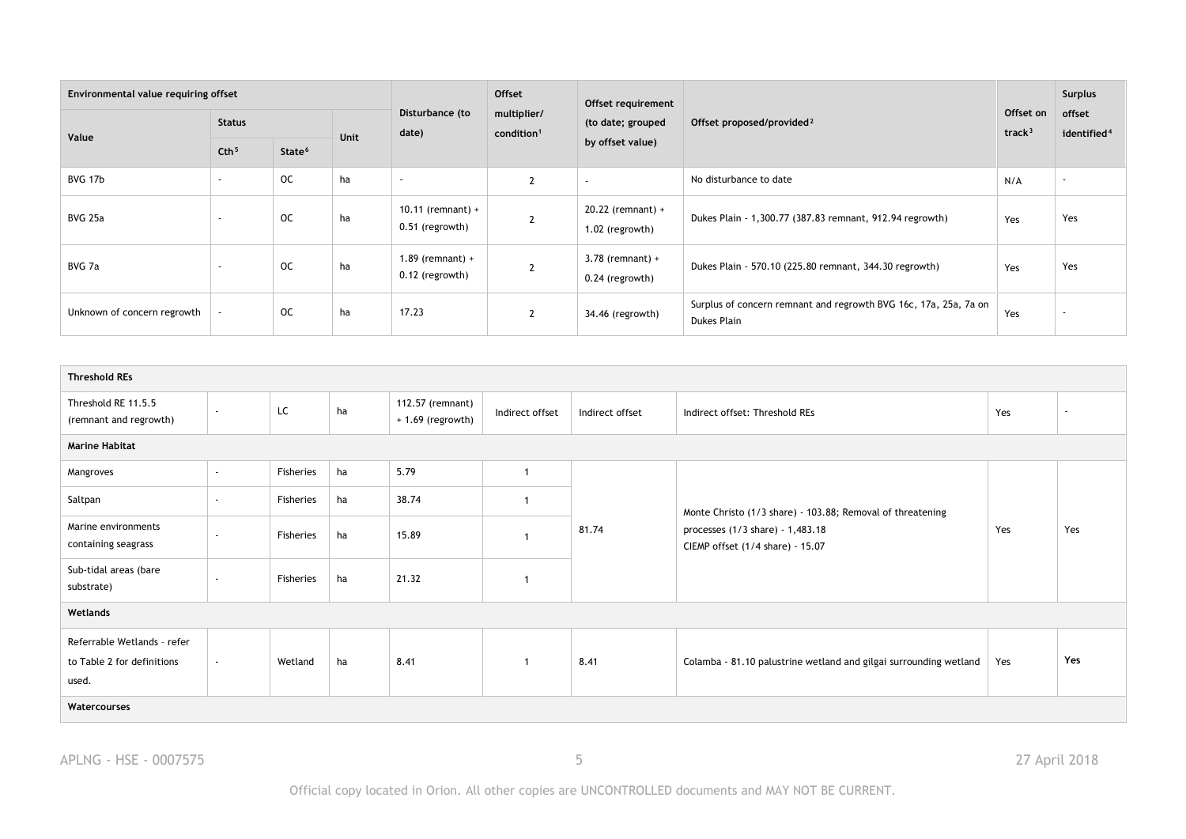| Environmental value requiring offset | | | | Disturbance (to date) | Offset multiplier/ condition[1] | Offset requirement (to date; grouped by offset value) | Offset proposed/provided[2] | Offset on track[3] | Surplus offset identified[4] |
|---|---|---|---|---|---|---|---|---|---|
| Value | Status | | Unit | | | | | | |
| | Cth[5] | State[6] | | | | | | | |
| BVG 17b | - | OC | ha | - | 2 | - | No disturbance to date | N/A | - |
| BVG 25a | - | OC | ha | 10.11 (remnant) + 0.51 (regrowth) | 2 | 20.22 (remnant) + 1.02 (regrowth) | Dukes Plain - 1,300.77 (387.83 remnant, 912.94 regrowth) | Yes | Yes |
| BVG 7a | - | OC | ha | 1.89 (remnant) + 0.12 (regrowth) | 2 | 3.78 (remnant) + 0.24 (regrowth) | Dukes Plain - 570.10 (225.80 remnant, 344.30 regrowth) | Yes | Yes |
| Unknown of concern regrowth | - | OC | ha | 17.23 | 2 | 34.46 (regrowth) | Surplus of concern remnant and regrowth BVG 16c, 17a, 25a, 7a on Dukes Plain | Yes | - |
| **Threshold REs** | | | | | | | | | |
| Threshold RE 11.5.5 (remnant and regrowth) | - | LC | ha | 112.57 (remnant) + 1.69 (regrowth) | Indirect offset | Indirect offset | Indirect offset: Threshold REs | Yes | - |
| **Marine Habitat** | | | | | | | | | |
| Mangroves | - | Fisheries | ha | 5.79 | 1 | 81.74 | Monte Christo (1/3 share) - 103.88; Removal of threatening processes (1/3 share) - 1,483.18<br>CIEMP offset (1/4 share) - 15.07 | Yes | Yes |
| Saltpan | - | Fisheries | ha | 38.74 | 1 | | | | |
| Marine environments containing seagrass | - | Fisheries | ha | 15.89 | 1 | | | | |
| Sub-tidal areas (bare substrate) | - | Fisheries | ha | 21.32 | 1 | | | | |
| **Wetlands** | | | | | | | | | |
| Referrable Wetlands – refer to Table 2 for definitions used. | - | Wetland | ha | 8.41 | 1 | 8.41 | Colamba - 81.10 palustrine wetland and gilgai surrounding wetland | Yes | **Yes** |
| **Watercourses** | | | | | | | | | |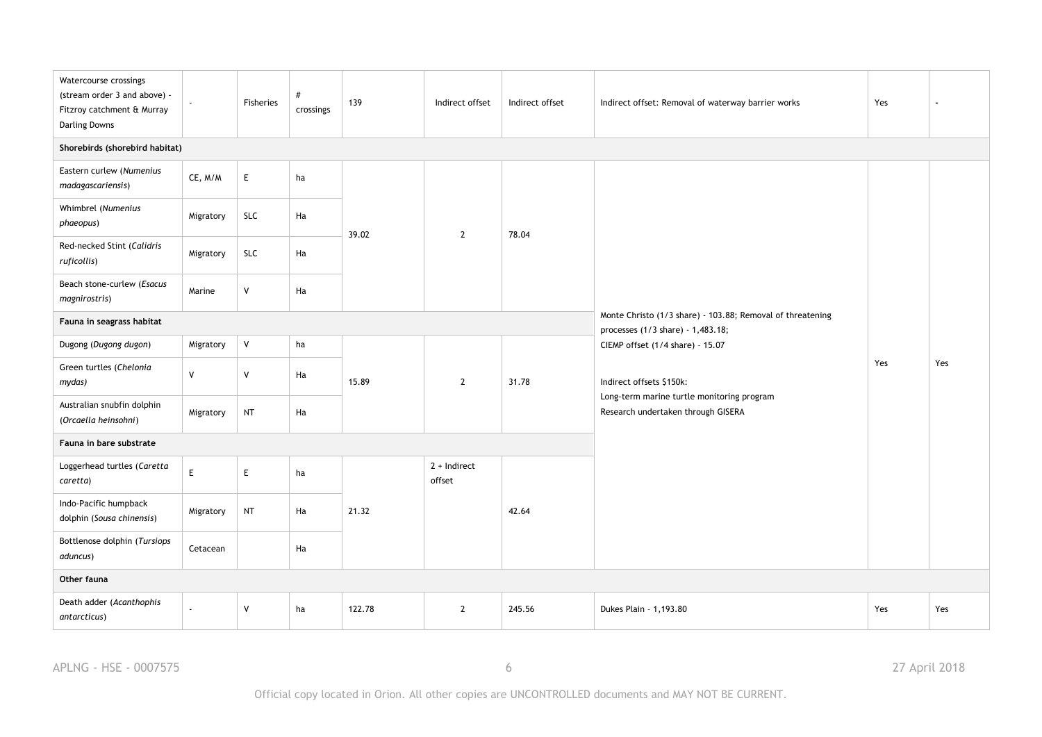| | | | | | | | | | |
|---|---|---|---|---|---|---|---|---|---|
| Watercourse crossings (stream order 3 and above) - Fitzroy catchment & Murray Darling Downs | - | Fisheries | # crossings | 139 | Indirect offset | Indirect offset | Indirect offset: Removal of waterway barrier works | Yes | - |
| **Shorebirds (shorebird habitat)** | | | | | | | | | |
| Eastern curlew (*Numenius madagascariensis*) | CE, M/M | E | ha | 39.02 | 2 | 78.04 | Monte Christo (1/3 share) - 103.88; Removal of threatening processes (1/3 share) - 1,483.18; CIEMP offset (1/4 share) – 15.07<br><br>Indirect offsets $150k:<br>Long-term marine turtle monitoring program<br>Research undertaken through GISERA | Yes | Yes |
| Whimbrel (*Numenius phaeopus*) | Migratory | SLC | Ha | | | | | | |
| Red-necked Stint (*Calidris ruficollis*) | Migratory | SLC | Ha | | | | | | |
| Beach stone-curlew (*Esacus magnirostris*) | Marine | V | Ha | | | | | | |
| **Fauna in seagrass habitat** | | | | | | | | | |
| Dugong (*Dugong dugon*) | Migratory | V | ha | 15.89 | 2 | 31.78 | | | |
| Green turtles (*Chelonia mydas*) | V | V | Ha | | | | | | |
| Australian snubfin dolphin (*Orcaella heinsohni*) | Migratory | NT | Ha | | | | | | |
| **Fauna in bare substrate** | | | | | | | | | |
| Loggerhead turtles (*Caretta caretta*) | E | E | ha | 21.32 | 2 + Indirect offset | 42.64 | | | |
| Indo-Pacific humpback dolphin (*Sousa chinensis*) | Migratory | NT | Ha | | | | | | |
| Bottlenose dolphin (*Tursiops aduncus*) | Cetacean | | Ha | | | | | | |
| **Other fauna** | | | | | | | | | |
| Death adder (*Acanthophis antarcticus*) | - | V | ha | 122.78 | 2 | 245.56 | Dukes Plain – 1,193.80 | Yes | Yes |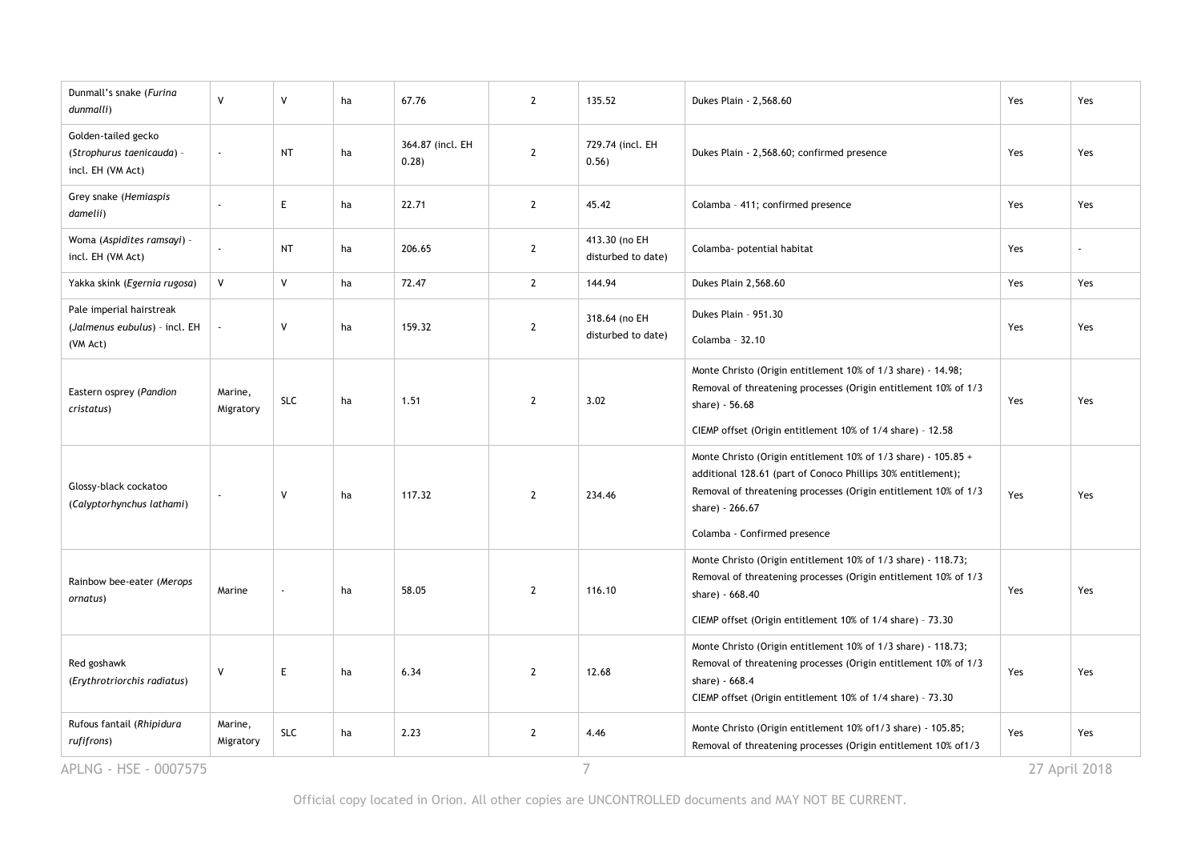| | | | | | | | | | |
|---|---|---|---|---|---|---|---|---|---|
| Dunmall's snake (*Furina dunmalli*) | V | V | ha | 67.76 | 2 | 135.52 | Dukes Plain - 2,568.60 | Yes | Yes |
| Golden-tailed gecko (*Strophurus taenicauda*) - incl. EH (VM Act) | - | NT | ha | 364.87 (incl. EH 0.28) | 2 | 729.74 (incl. EH 0.56) | Dukes Plain - 2,568.60; confirmed presence | Yes | Yes |
| Grey snake (*Hemiaspis damelii*) | - | E | ha | 22.71 | 2 | 45.42 | Colamba – 411; confirmed presence | Yes | Yes |
| Woma (*Aspidites ramsayi*) - incl. EH (VM Act) | - | NT | ha | 206.65 | 2 | 413.30 (no EH disturbed to date) | Colamba- potential habitat | Yes | - |
| Yakka skink (*Egernia rugosa*) | V | V | ha | 72.47 | 2 | 144.94 | Dukes Plain 2,568.60 | Yes | Yes |
| Pale imperial hairstreak (*Jalmenus eubulus*) - incl. EH (VM Act) | - | V | ha | 159.32 | 2 | 318.64 (no EH disturbed to date) | Dukes Plain – 951.30<br>Colamba – 32.10 | Yes | Yes |
| Eastern osprey (*Pandion cristatus*) | Marine, Migratory | SLC | ha | 1.51 | 2 | 3.02 | Monte Christo (Origin entitlement 10% of 1/3 share) - 14.98; Removal of threatening processes (Origin entitlement 10% of 1/3 share) - 56.68<br>CIEMP offset (Origin entitlement 10% of 1/4 share) – 12.58 | Yes | Yes |
| Glossy-black cockatoo (*Calyptorhynchus lathami*) | - | V | ha | 117.32 | 2 | 234.46 | Monte Christo (Origin entitlement 10% of 1/3 share) - 105.85 + additional 128.61 (part of Conoco Phillips 30% entitlement); Removal of threatening processes (Origin entitlement 10% of 1/3 share) - 266.67<br>Colamba - Confirmed presence | Yes | Yes |
| Rainbow bee-eater (*Merops ornatus*) | Marine | - | ha | 58.05 | 2 | 116.10 | Monte Christo (Origin entitlement 10% of 1/3 share) - 118.73; Removal of threatening processes (Origin entitlement 10% of 1/3 share) - 668.40<br>CIEMP offset (Origin entitlement 10% of 1/4 share) – 73.30 | Yes | Yes |
| Red goshawk (*Erythrotriorchis radiatus*) | V | E | ha | 6.34 | 2 | 12.68 | Monte Christo (Origin entitlement 10% of 1/3 share) - 118.73; Removal of threatening processes (Origin entitlement 10% of 1/3 share) - 668.4<br>CIEMP offset (Origin entitlement 10% of 1/4 share) – 73.30 | Yes | Yes |
| Rufous fantail (*Rhipidura rufifrons*) | Marine, Migratory | SLC | ha | 2.23 | 2 | 4.46 | Monte Christo (Origin entitlement 10% of1/3 share) - 105.85; Removal of threatening processes (Origin entitlement 10% of1/3 | Yes | Yes |

APLNG - HSE - 0007575

27 April 2018

Official copy located in Orion. All other copies are UNCONTROLLED documents and MAY NOT BE CURRENT.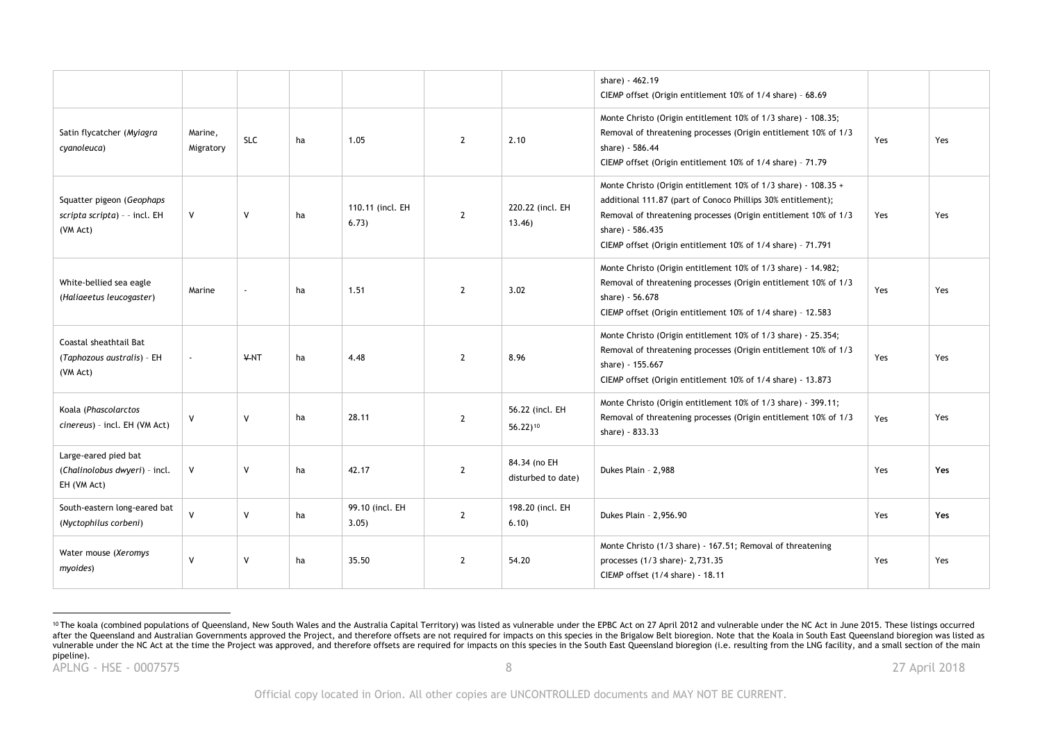| | | | | | | | | | |
|---|---|---|---|---|---|---|---|---|---|
| | | | | | | | share) - 462.19<br>CIEMP offset (Origin entitlement 10% of 1/4 share) – 68.69 | | |
| Satin flycatcher (*Myiagra cyanoleuca*) | Marine, Migratory | SLC | ha | 1.05 | 2 | 2.10 | Monte Christo (Origin entitlement 10% of 1/3 share) - 108.35;<br>Removal of threatening processes (Origin entitlement 10% of 1/3 share) - 586.44<br>CIEMP offset (Origin entitlement 10% of 1/4 share) – 71.79 | Yes | Yes |
| Squatter pigeon (*Geophaps scripta scripta*) - - incl. EH (VM Act) | V | V | ha | 110.11 (incl. EH 6.73) | 2 | 220.22 (incl. EH 13.46) | Monte Christo (Origin entitlement 10% of 1/3 share) - 108.35 + additional 111.87 (part of Conoco Phillips 30% entitlement);<br>Removal of threatening processes (Origin entitlement 10% of 1/3 share) - 586.435<br>CIEMP offset (Origin entitlement 10% of 1/4 share) – 71.791 | Yes | Yes |
| White-bellied sea eagle (*Haliaeetus leucogaster*) | Marine | - | ha | 1.51 | 2 | 3.02 | Monte Christo (Origin entitlement 10% of 1/3 share) - 14.982;<br>Removal of threatening processes (Origin entitlement 10% of 1/3 share) - 56.678<br>CIEMP offset (Origin entitlement 10% of 1/4 share) – 12.583 | Yes | Yes |
| Coastal sheathtail Bat (*Taphozous australis*) – EH (VM Act) | - | ~~V~~ NT | ha | 4.48 | 2 | 8.96 | Monte Christo (Origin entitlement 10% of 1/3 share) - 25.354;<br>Removal of threatening processes (Origin entitlement 10% of 1/3 share) - 155.667<br>CIEMP offset (Origin entitlement 10% of 1/4 share) - 13.873 | Yes | Yes |
| Koala (*Phascolarctos cinereus*) – incl. EH (VM Act) | V | V | ha | 28.11 | 2 | 56.22 (incl. EH 56.22)[10] | Monte Christo (Origin entitlement 10% of 1/3 share) - 399.11;<br>Removal of threatening processes (Origin entitlement 10% of 1/3 share) - 833.33 | Yes | Yes |
| Large-eared pied bat (*Chalinolobus dwyeri*) - incl. EH (VM Act) | V | V | ha | 42.17 | 2 | 84.34 (no EH disturbed to date) | Dukes Plain – 2,988 | Yes | **Yes** |
| South-eastern long-eared bat (*Nyctophilus corbeni*) | V | V | ha | 99.10 (incl. EH 3.05) | 2 | 198.20 (incl. EH 6.10) | Dukes Plain – 2,956.90 | Yes | **Yes** |
| Water mouse (*Xeromys myoides*) | V | V | ha | 35.50 | 2 | 54.20 | Monte Christo (1/3 share) - 167.51; Removal of threatening processes (1/3 share)- 2,731.35<br>CIEMP offset (1/4 share) - 18.11 | Yes | Yes |

[10] The koala (combined populations of Queensland, New South Wales and the Australia Capital Territory) was listed as vulnerable under the EPBC Act on 27 April 2012 and vulnerable under the NC Act in June 2015. These listings occurred after the Queensland and Australian Governments approved the Project, and therefore offsets are not required for impacts on this species in the Brigalow Belt bioregion. Note that the Koala in South East Queensland bioregion was listed as vulnerable under the NC Act at the time the Project was approved, and therefore offsets are required for impacts on this species in the South East Queensland bioregion (i.e. resulting from the LNG facility, and a small section of the main pipeline).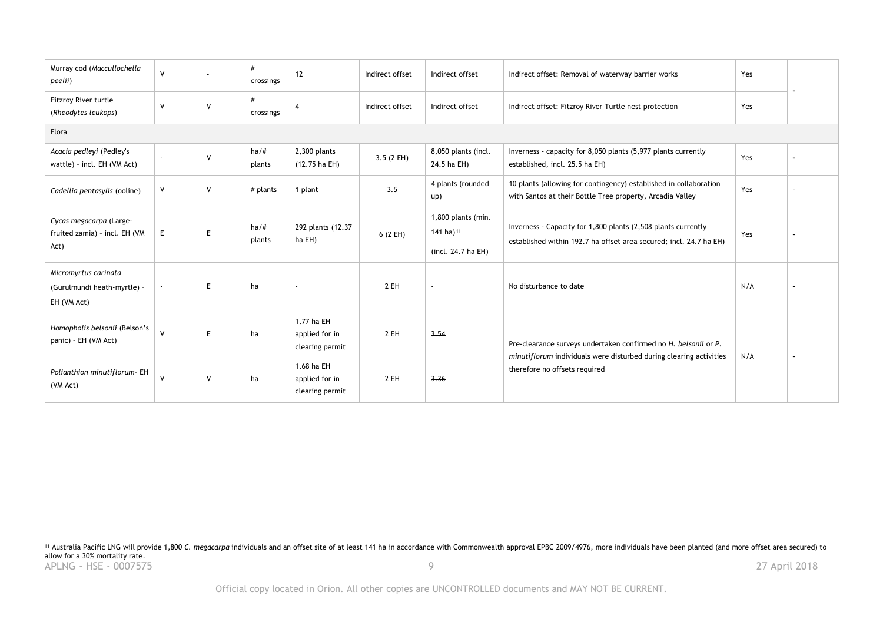| | | | | | | | | | |
|---|---|---|---|---|---|---|---|---|---|
| Murray cod (*Maccullochella peelii*) | V | - | # crossings | 12 | Indirect offset | Indirect offset | Indirect offset: Removal of waterway barrier works | Yes | - |
| Fitzroy River turtle (*Rheodytes leukops*) | V | V | # crossings | 4 | Indirect offset | Indirect offset | Indirect offset: Fitzroy River Turtle nest protection | Yes | |
| Flora | | | | | | | | | |
| *Acacia pedleyi* (Pedley's wattle) – incl. EH (VM Act) | - | V | ha/# plants | 2,300 plants (12.75 ha EH) | 3.5 (2 EH) | 8,050 plants (incl. 24.5 ha EH) | Inverness - capacity for 8,050 plants (5,977 plants currently established, incl. 25.5 ha EH) | Yes | - |
| *Cadellia pentasylis* (ooline) | V | V | # plants | 1 plant | 3.5 | 4 plants (rounded up) | 10 plants (allowing for contingency) established in collaboration with Santos at their Bottle Tree property, Arcadia Valley | Yes | - |
| *Cycas megacarpa* (Large-fruited zamia) – incl. EH (VM Act) | E | E | ha/# plants | 292 plants (12.37 ha EH) | 6 (2 EH) | 1,800 plants (min. 141 ha)[11] (incl. 24.7 ha EH) | Inverness - Capacity for 1,800 plants (2,508 plants currently established within 192.7 ha offset area secured; incl. 24.7 ha EH) | Yes | - |
| *Micromyrtus carinata* (Gurulmundi heath-myrtle) – EH (VM Act) | - | E | ha | - | 2 EH | - | No disturbance to date | N/A | - |
| *Homopholis belsonii* (Belson's panic) – EH (VM Act) | V | E | ha | 1.77 ha EH applied for in clearing permit | 2 EH | ~~3.54~~ | Pre-clearance surveys undertaken confirmed no *H. belsonii* or *P. minutiflorum* individuals were disturbed during clearing activities therefore no offsets required | N/A | - |
| *Polianthion minutiflorum*– EH (VM Act) | V | V | ha | 1.68 ha EH applied for in clearing permit | 2 EH | ~~3.36~~ | | | |

[11] Australia Pacific LNG will provide 1,800 *C. megacarpa* individuals and an offset site of at least 141 ha in accordance with Commonwealth approval EPBC 2009/4976, more individuals have been planted (and more offset area secured) to allow for a 30% mortality rate.